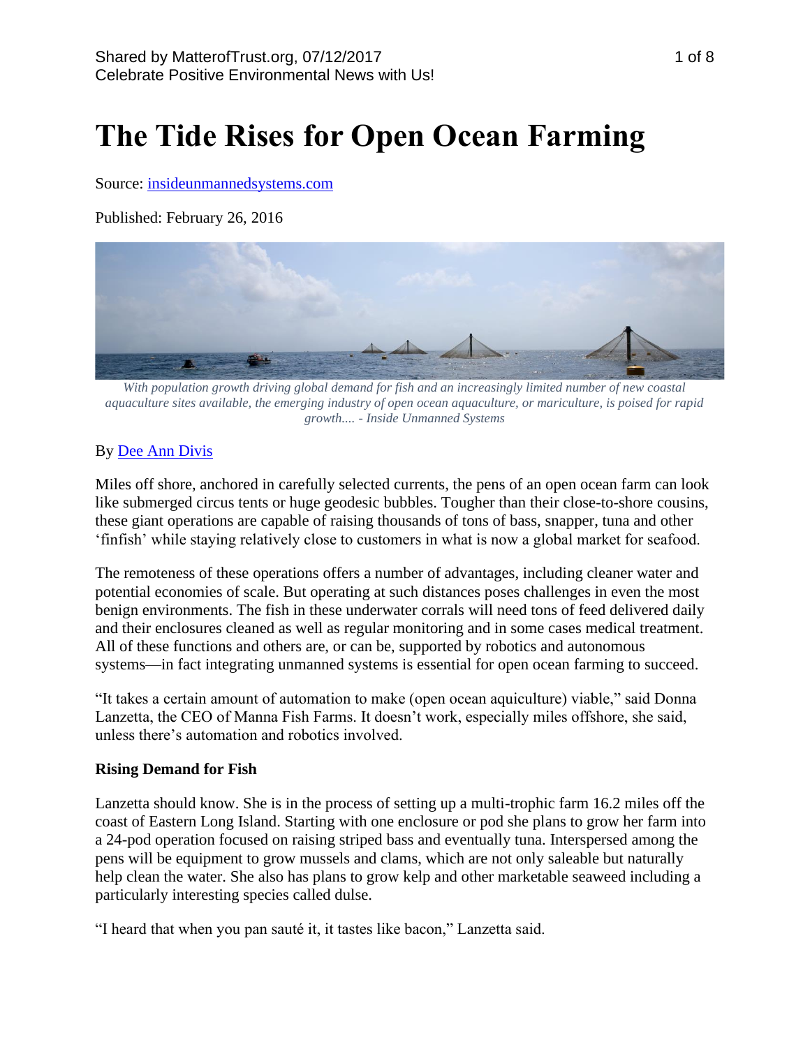Shared by MatterofTrust.org, 07/12/2017
Celebrate Positive Environmental News with Us!

# The Tide Rises for Open Ocean Farming

Source: [insideunmannedsystems.com](insideunmannedsystems.com)

Published: February 26, 2016

*With population growth driving global demand for fish and an increasingly limited number of new coastal aquaculture sites available, the emerging industry of open ocean aquaculture, or mariculture, is poised for rapid growth.... - Inside Unmanned Systems*

By [Dee Ann Divis](Dee Ann Divis)

Miles off shore, anchored in carefully selected currents, the pens of an open ocean farm can look like submerged circus tents or huge geodesic bubbles. Tougher than their close-to-shore cousins, these giant operations are capable of raising thousands of tons of bass, snapper, tuna and other 'finfish' while staying relatively close to customers in what is now a global market for seafood.

The remoteness of these operations offers a number of advantages, including cleaner water and potential economies of scale. But operating at such distances poses challenges in even the most benign environments. The fish in these underwater corrals will need tons of feed delivered daily and their enclosures cleaned as well as regular monitoring and in some cases medical treatment. All of these functions and others are, or can be, supported by robotics and autonomous systems—in fact integrating unmanned systems is essential for open ocean farming to succeed.

"It takes a certain amount of automation to make (open ocean aquiculture) viable," said Donna Lanzetta, the CEO of Manna Fish Farms. It doesn't work, especially miles offshore, she said, unless there's automation and robotics involved.

**Rising Demand for Fish**

Lanzetta should know. She is in the process of setting up a multi-trophic farm 16.2 miles off the coast of Eastern Long Island. Starting with one enclosure or pod she plans to grow her farm into a 24-pod operation focused on raising striped bass and eventually tuna. Interspersed among the pens will be equipment to grow mussels and clams, which are not only saleable but naturally help clean the water. She also has plans to grow kelp and other marketable seaweed including a particularly interesting species called dulse.

"I heard that when you pan sauté it, it tastes like bacon," Lanzetta said.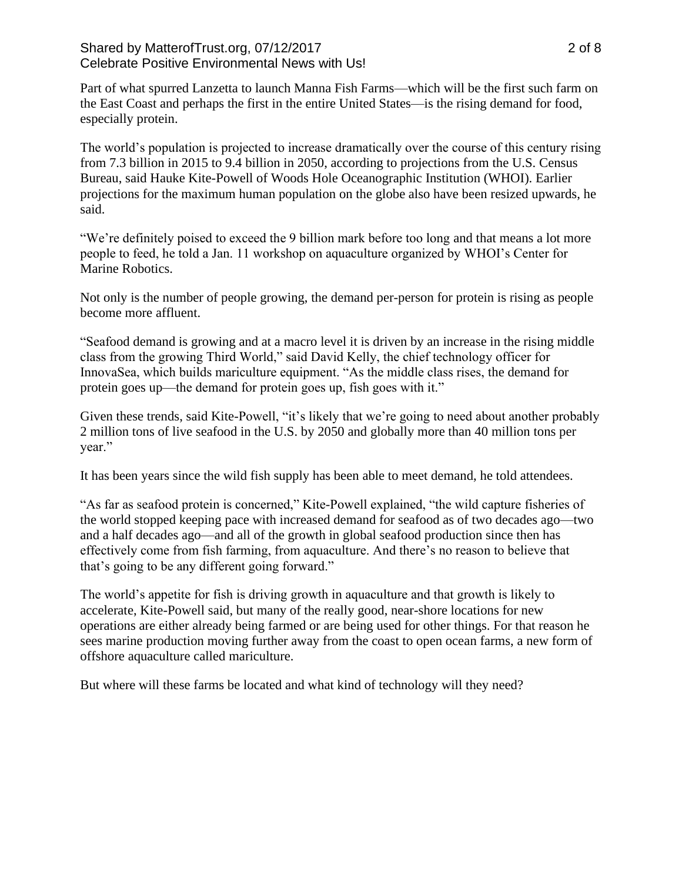Part of what spurred Lanzetta to launch Manna Fish Farms—which will be the first such farm on the East Coast and perhaps the first in the entire United States—is the rising demand for food, especially protein.

The world's population is projected to increase dramatically over the course of this century rising from 7.3 billion in 2015 to 9.4 billion in 2050, according to projections from the U.S. Census Bureau, said Hauke Kite-Powell of Woods Hole Oceanographic Institution (WHOI). Earlier projections for the maximum human population on the globe also have been resized upwards, he said.

"We're definitely poised to exceed the 9 billion mark before too long and that means a lot more people to feed, he told a Jan. 11 workshop on aquaculture organized by WHOI's Center for Marine Robotics.

Not only is the number of people growing, the demand per-person for protein is rising as people become more affluent.

"Seafood demand is growing and at a macro level it is driven by an increase in the rising middle class from the growing Third World," said David Kelly, the chief technology officer for InnovaSea, which builds mariculture equipment. "As the middle class rises, the demand for protein goes up—the demand for protein goes up, fish goes with it."

Given these trends, said Kite-Powell, "it's likely that we're going to need about another probably 2 million tons of live seafood in the U.S. by 2050 and globally more than 40 million tons per year."

It has been years since the wild fish supply has been able to meet demand, he told attendees.

"As far as seafood protein is concerned," Kite-Powell explained, "the wild capture fisheries of the world stopped keeping pace with increased demand for seafood as of two decades ago—two and a half decades ago—and all of the growth in global seafood production since then has effectively come from fish farming, from aquaculture. And there's no reason to believe that that's going to be any different going forward."

The world's appetite for fish is driving growth in aquaculture and that growth is likely to accelerate, Kite-Powell said, but many of the really good, near-shore locations for new operations are either already being farmed or are being used for other things. For that reason he sees marine production moving further away from the coast to open ocean farms, a new form of offshore aquaculture called mariculture.

But where will these farms be located and what kind of technology will they need?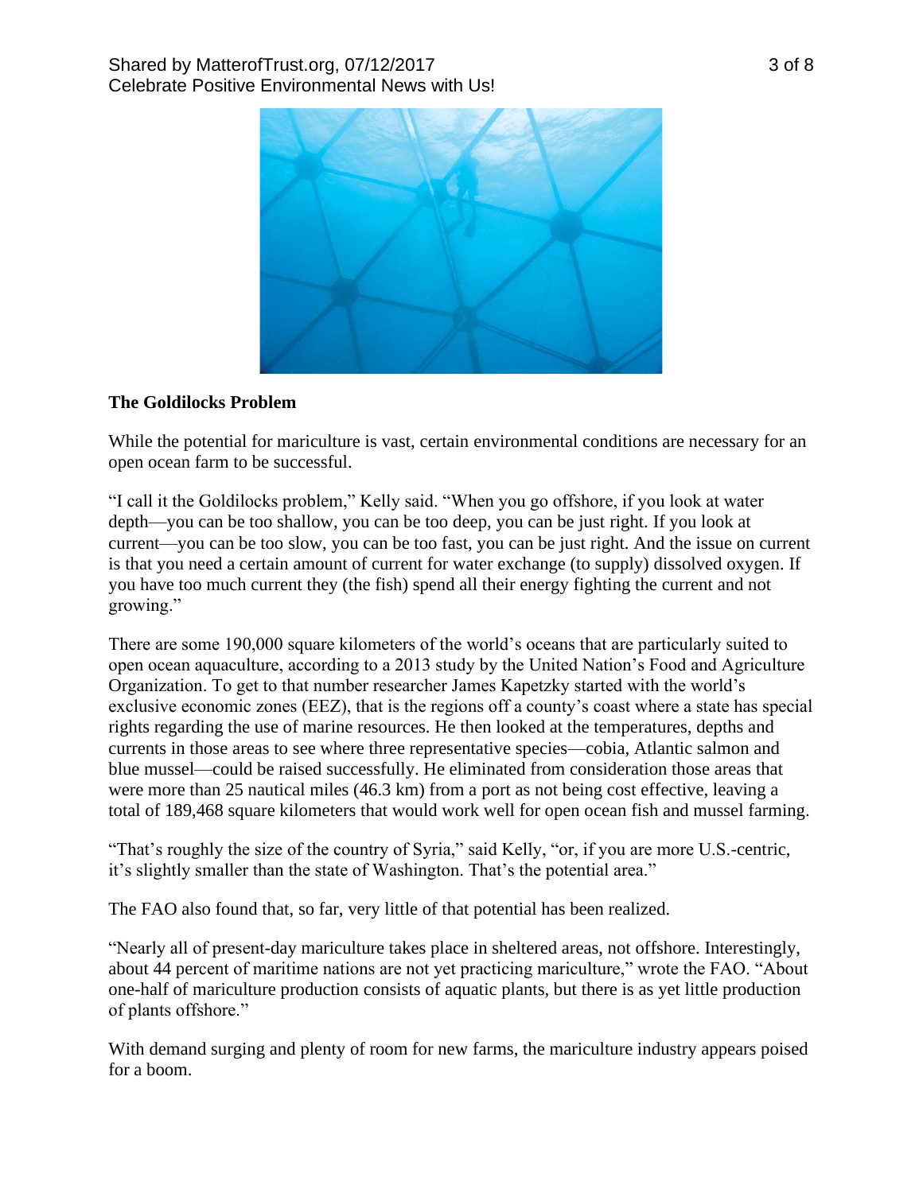### The Goldilocks Problem

While the potential for mariculture is vast, certain environmental conditions are necessary for an open ocean farm to be successful.

“I call it the Goldilocks problem,” Kelly said. “When you go offshore, if you look at water depth—you can be too shallow, you can be too deep, you can be just right. If you look at current—you can be too slow, you can be too fast, you can be just right. And the issue on current is that you need a certain amount of current for water exchange (to supply) dissolved oxygen. If you have too much current they (the fish) spend all their energy fighting the current and not growing.”

There are some 190,000 square kilometers of the world’s oceans that are particularly suited to open ocean aquaculture, according to a 2013 study by the United Nation’s Food and Agriculture Organization. To get to that number researcher James Kapetzky started with the world’s exclusive economic zones (EEZ), that is the regions off a county’s coast where a state has special rights regarding the use of marine resources. He then looked at the temperatures, depths and currents in those areas to see where three representative species—cobia, Atlantic salmon and blue mussel—could be raised successfully. He eliminated from consideration those areas that were more than 25 nautical miles (46.3 km) from a port as not being cost effective, leaving a total of 189,468 square kilometers that would work well for open ocean fish and mussel farming.

“That’s roughly the size of the country of Syria,” said Kelly, “or, if you are more U.S.-centric, it’s slightly smaller than the state of Washington. That’s the potential area.”

The FAO also found that, so far, very little of that potential has been realized.

“Nearly all of present-day mariculture takes place in sheltered areas, not offshore. Interestingly, about 44 percent of maritime nations are not yet practicing mariculture,” wrote the FAO. “About one-half of mariculture production consists of aquatic plants, but there is as yet little production of plants offshore.”

With demand surging and plenty of room for new farms, the mariculture industry appears poised for a boom.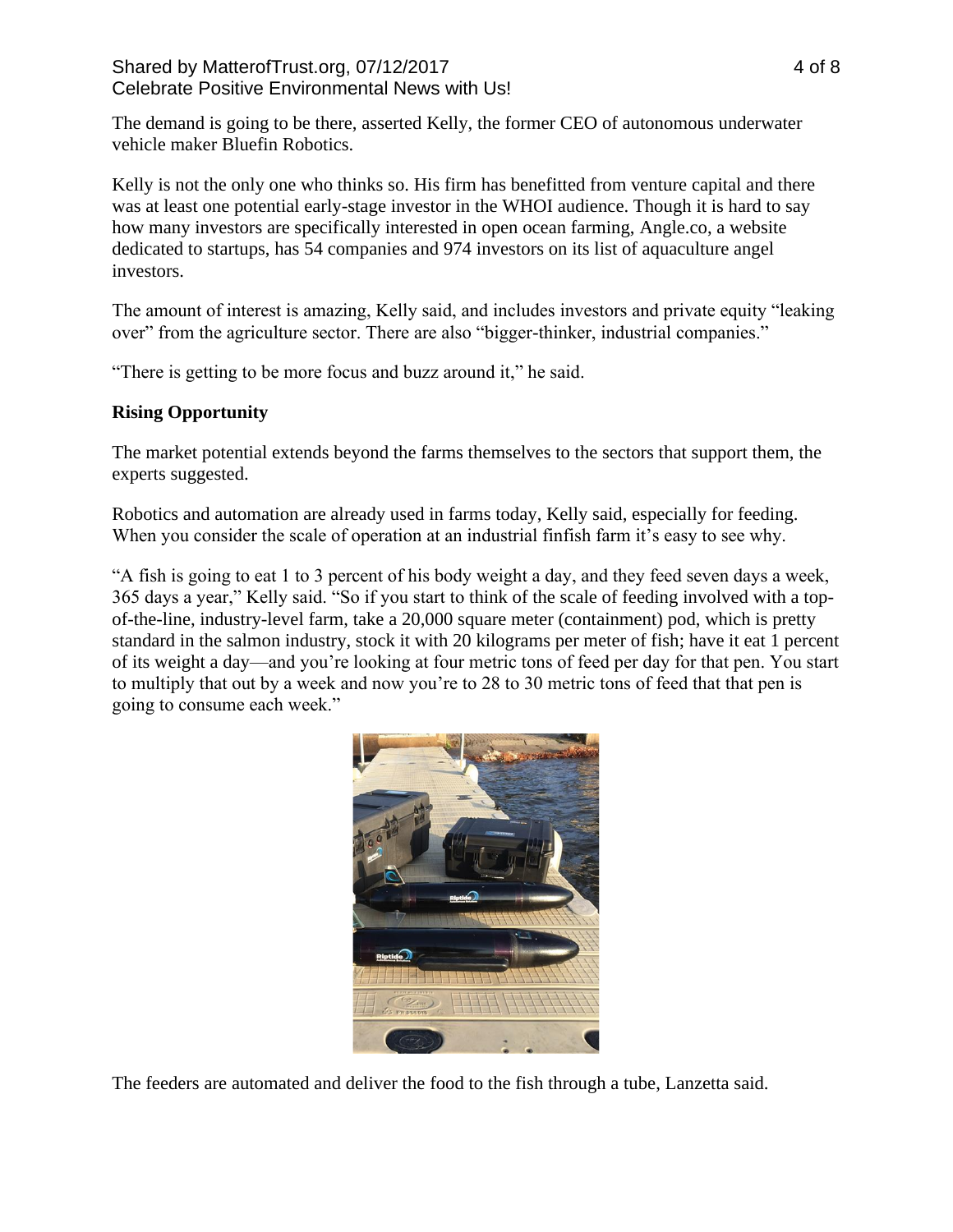The demand is going to be there, asserted Kelly, the former CEO of autonomous underwater vehicle maker Bluefin Robotics.

Kelly is not the only one who thinks so. His firm has benefitted from venture capital and there was at least one potential early-stage investor in the WHOI audience. Though it is hard to say how many investors are specifically interested in open ocean farming, Angle.co, a website dedicated to startups, has 54 companies and 974 investors on its list of aquaculture angel investors.

The amount of interest is amazing, Kelly said, and includes investors and private equity "leaking over" from the agriculture sector. There are also "bigger-thinker, industrial companies."

"There is getting to be more focus and buzz around it," he said.

**Rising Opportunity**

The market potential extends beyond the farms themselves to the sectors that support them, the experts suggested.

Robotics and automation are already used in farms today, Kelly said, especially for feeding. When you consider the scale of operation at an industrial finfish farm it's easy to see why.

"A fish is going to eat 1 to 3 percent of his body weight a day, and they feed seven days a week, 365 days a year," Kelly said. "So if you start to think of the scale of feeding involved with a top-of-the-line, industry-level farm, take a 20,000 square meter (containment) pod, which is pretty standard in the salmon industry, stock it with 20 kilograms per meter of fish; have it eat 1 percent of its weight a day—and you're looking at four metric tons of feed per day for that pen. You start to multiply that out by a week and now you're to 28 to 30 metric tons of feed that that pen is going to consume each week."

The feeders are automated and deliver the food to the fish through a tube, Lanzetta said.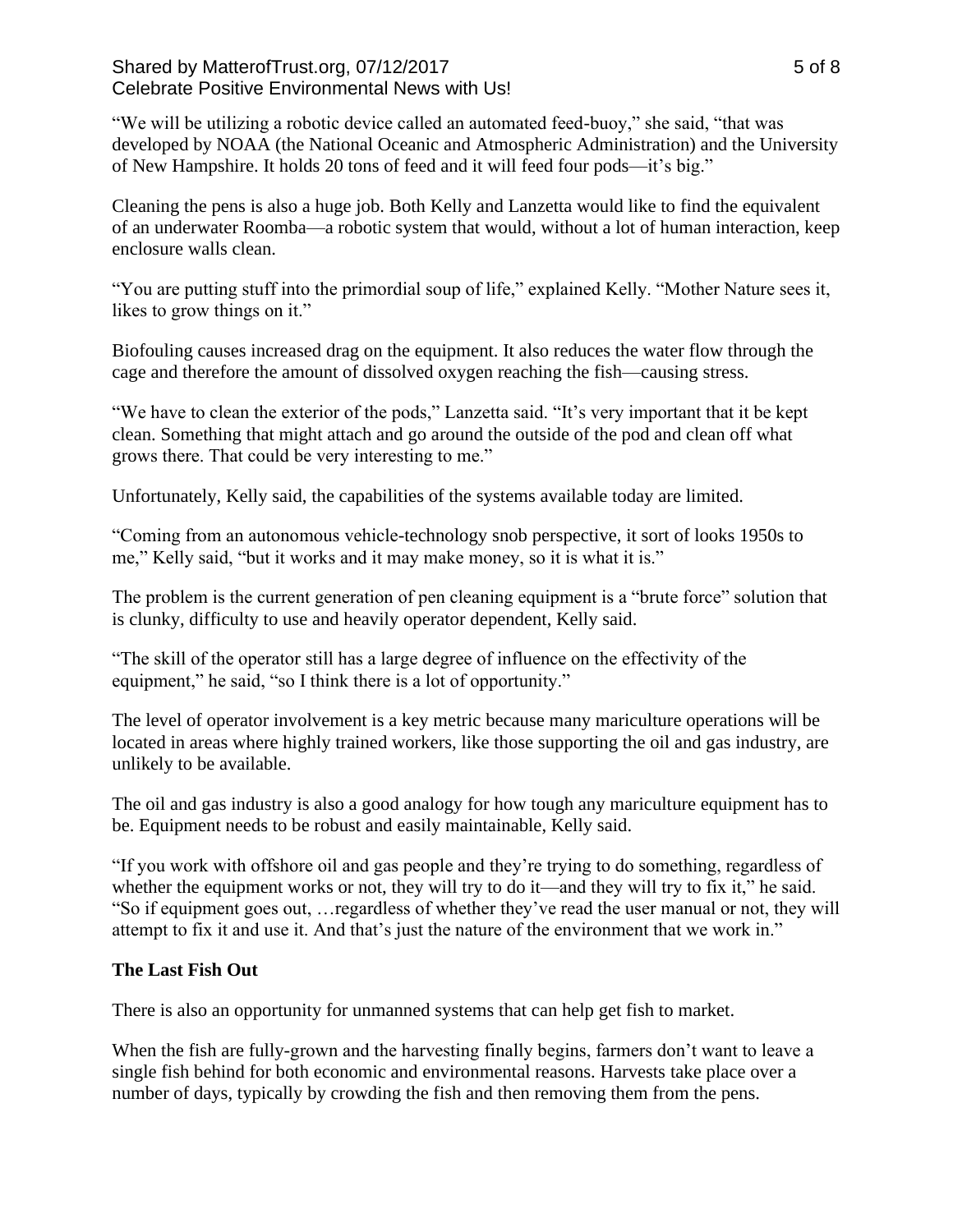"We will be utilizing a robotic device called an automated feed-buoy," she said, "that was developed by NOAA (the National Oceanic and Atmospheric Administration) and the University of New Hampshire. It holds 20 tons of feed and it will feed four pods—it's big."

Cleaning the pens is also a huge job. Both Kelly and Lanzetta would like to find the equivalent of an underwater Roomba—a robotic system that would, without a lot of human interaction, keep enclosure walls clean.

"You are putting stuff into the primordial soup of life," explained Kelly. "Mother Nature sees it, likes to grow things on it."

Biofouling causes increased drag on the equipment. It also reduces the water flow through the cage and therefore the amount of dissolved oxygen reaching the fish—causing stress.

"We have to clean the exterior of the pods," Lanzetta said. "It's very important that it be kept clean. Something that might attach and go around the outside of the pod and clean off what grows there. That could be very interesting to me."

Unfortunately, Kelly said, the capabilities of the systems available today are limited.

"Coming from an autonomous vehicle-technology snob perspective, it sort of looks 1950s to me," Kelly said, "but it works and it may make money, so it is what it is."

The problem is the current generation of pen cleaning equipment is a "brute force" solution that is clunky, difficulty to use and heavily operator dependent, Kelly said.

"The skill of the operator still has a large degree of influence on the effectivity of the equipment," he said, "so I think there is a lot of opportunity."

The level of operator involvement is a key metric because many mariculture operations will be located in areas where highly trained workers, like those supporting the oil and gas industry, are unlikely to be available.

The oil and gas industry is also a good analogy for how tough any mariculture equipment has to be. Equipment needs to be robust and easily maintainable, Kelly said.

"If you work with offshore oil and gas people and they're trying to do something, regardless of whether the equipment works or not, they will try to do it—and they will try to fix it," he said. "So if equipment goes out, …regardless of whether they've read the user manual or not, they will attempt to fix it and use it. And that's just the nature of the environment that we work in."

**The Last Fish Out**

There is also an opportunity for unmanned systems that can help get fish to market.

When the fish are fully-grown and the harvesting finally begins, farmers don't want to leave a single fish behind for both economic and environmental reasons. Harvests take place over a number of days, typically by crowding the fish and then removing them from the pens.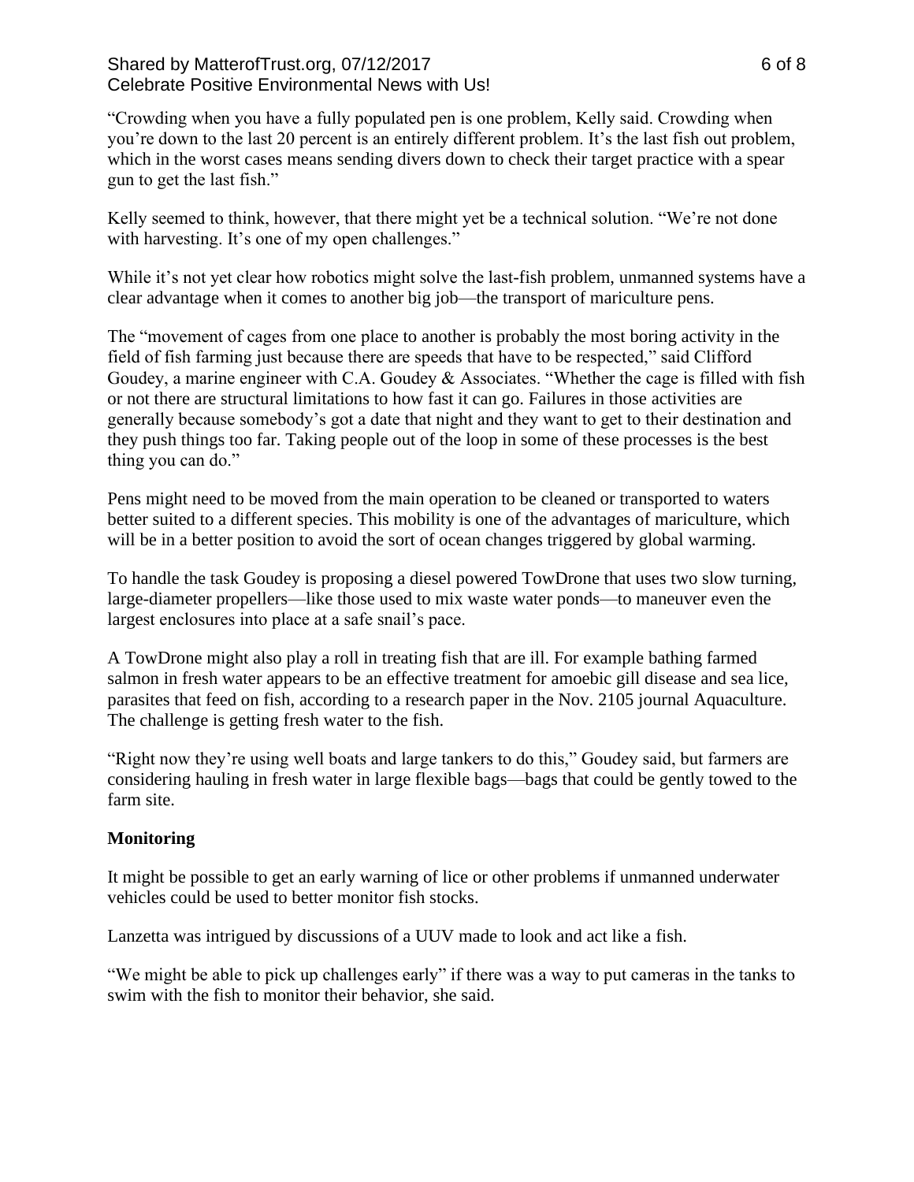"Crowding when you have a fully populated pen is one problem, Kelly said. Crowding when you're down to the last 20 percent is an entirely different problem. It's the last fish out problem, which in the worst cases means sending divers down to check their target practice with a spear gun to get the last fish."

Kelly seemed to think, however, that there might yet be a technical solution. "We're not done with harvesting. It's one of my open challenges."

While it's not yet clear how robotics might solve the last-fish problem, unmanned systems have a clear advantage when it comes to another big job—the transport of mariculture pens.

The "movement of cages from one place to another is probably the most boring activity in the field of fish farming just because there are speeds that have to be respected," said Clifford Goudey, a marine engineer with C.A. Goudey & Associates. "Whether the cage is filled with fish or not there are structural limitations to how fast it can go. Failures in those activities are generally because somebody's got a date that night and they want to get to their destination and they push things too far. Taking people out of the loop in some of these processes is the best thing you can do."

Pens might need to be moved from the main operation to be cleaned or transported to waters better suited to a different species. This mobility is one of the advantages of mariculture, which will be in a better position to avoid the sort of ocean changes triggered by global warming.

To handle the task Goudey is proposing a diesel powered TowDrone that uses two slow turning, large-diameter propellers—like those used to mix waste water ponds—to maneuver even the largest enclosures into place at a safe snail's pace.

A TowDrone might also play a roll in treating fish that are ill. For example bathing farmed salmon in fresh water appears to be an effective treatment for amoebic gill disease and sea lice, parasites that feed on fish, according to a research paper in the Nov. 2105 journal Aquaculture. The challenge is getting fresh water to the fish.

"Right now they're using well boats and large tankers to do this," Goudey said, but farmers are considering hauling in fresh water in large flexible bags—bags that could be gently towed to the farm site.

**Monitoring**

It might be possible to get an early warning of lice or other problems if unmanned underwater vehicles could be used to better monitor fish stocks.

Lanzetta was intrigued by discussions of a UUV made to look and act like a fish.

"We might be able to pick up challenges early" if there was a way to put cameras in the tanks to swim with the fish to monitor their behavior, she said.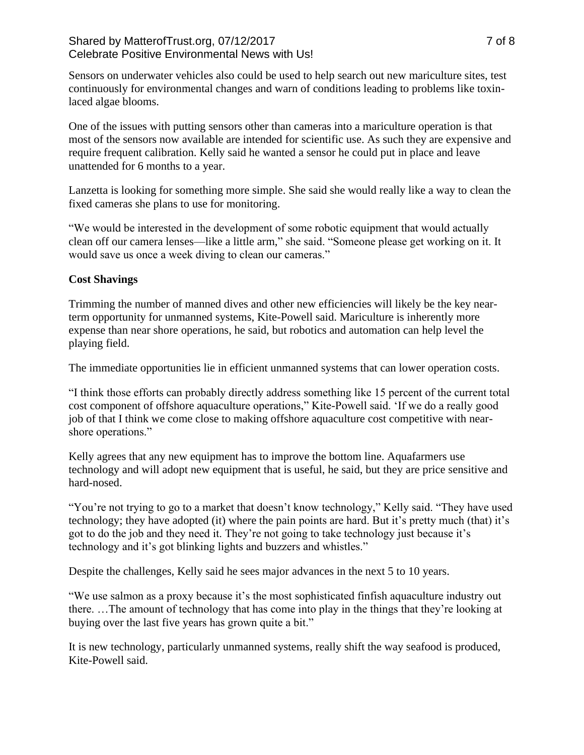Sensors on underwater vehicles also could be used to help search out new mariculture sites, test continuously for environmental changes and warn of conditions leading to problems like toxin-laced algae blooms.

One of the issues with putting sensors other than cameras into a mariculture operation is that most of the sensors now available are intended for scientific use. As such they are expensive and require frequent calibration. Kelly said he wanted a sensor he could put in place and leave unattended for 6 months to a year.

Lanzetta is looking for something more simple. She said she would really like a way to clean the fixed cameras she plans to use for monitoring.

"We would be interested in the development of some robotic equipment that would actually clean off our camera lenses—like a little arm," she said. "Someone please get working on it. It would save us once a week diving to clean our cameras."

**Cost Shavings**

Trimming the number of manned dives and other new efficiencies will likely be the key near-term opportunity for unmanned systems, Kite-Powell said. Mariculture is inherently more expense than near shore operations, he said, but robotics and automation can help level the playing field.

The immediate opportunities lie in efficient unmanned systems that can lower operation costs.

"I think those efforts can probably directly address something like 15 percent of the current total cost component of offshore aquaculture operations," Kite-Powell said. 'If we do a really good job of that I think we come close to making offshore aquaculture cost competitive with near-shore operations."

Kelly agrees that any new equipment has to improve the bottom line. Aquafarmers use technology and will adopt new equipment that is useful, he said, but they are price sensitive and hard-nosed.

"You're not trying to go to a market that doesn't know technology," Kelly said. "They have used technology; they have adopted (it) where the pain points are hard. But it's pretty much (that) it's got to do the job and they need it. They're not going to take technology just because it's technology and it's got blinking lights and buzzers and whistles."

Despite the challenges, Kelly said he sees major advances in the next 5 to 10 years.

"We use salmon as a proxy because it's the most sophisticated finfish aquaculture industry out there. …The amount of technology that has come into play in the things that they're looking at buying over the last five years has grown quite a bit."

It is new technology, particularly unmanned systems, really shift the way seafood is produced, Kite-Powell said.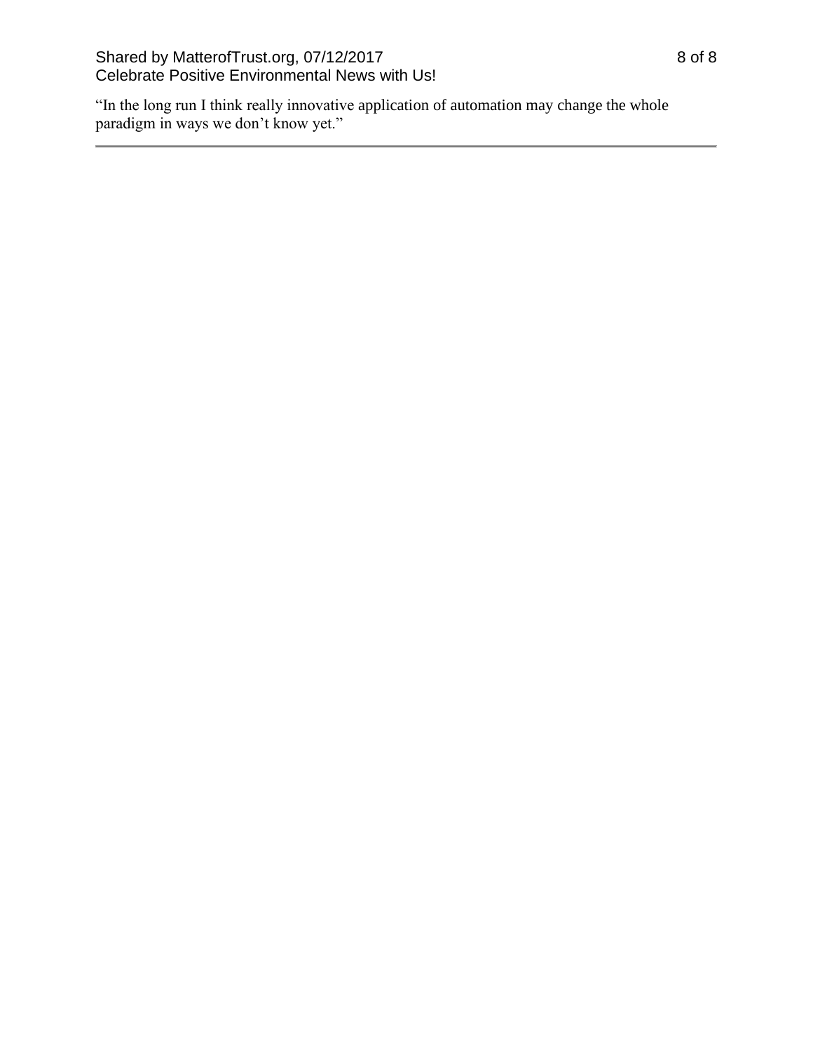"In the long run I think really innovative application of automation may change the whole paradigm in ways we don't know yet."

---